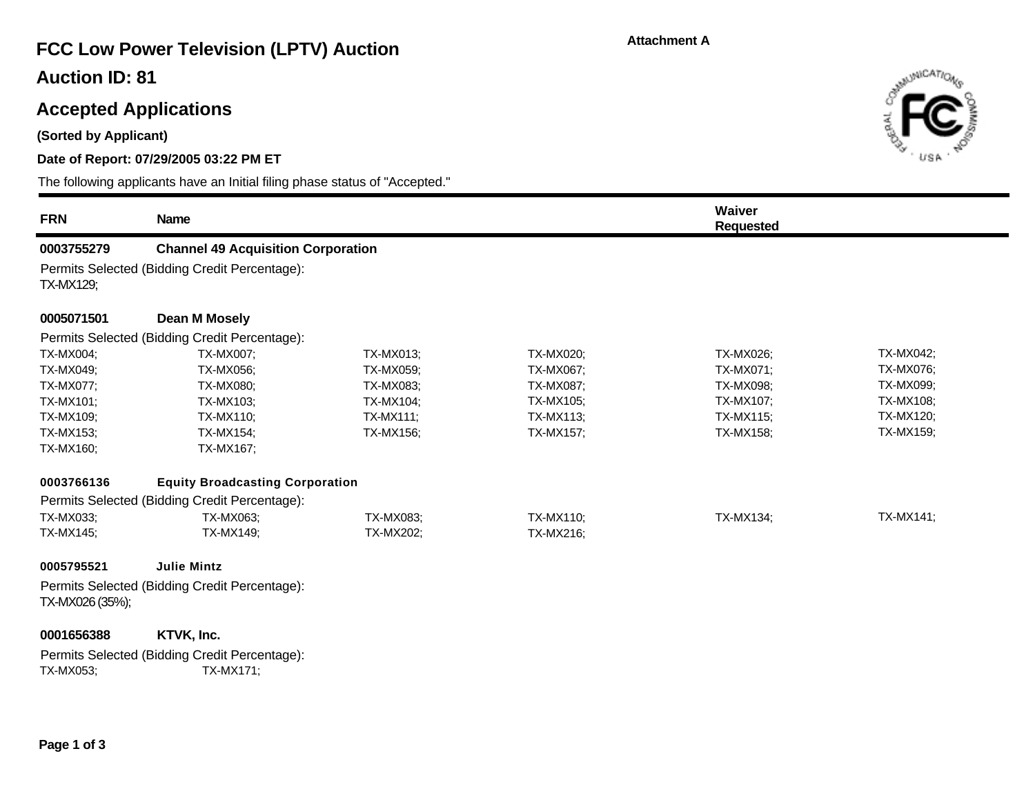**Attachment A**

# FCC Low Power Television (LPTV) Auction

## Auction ID: 81

## Accepted Applications

**(Sorted by Applicant)**

**Date of Report: 07/29/2005 03:22 PM ET**

The following applicants have an Initial filing phase status of "Accepted."

| FRN | Name | Waiver Requested |
|---|---|---|

**0003755279 Channel 49 Acquisition Corporation**

Permits Selected (Bidding Credit Percentage):
TX-MX129;

**0005071501 Dean M Mosely**

Permits Selected (Bidding Credit Percentage):

| | | | | | |
|---|---|---|---|---|---|
| TX-MX004; | TX-MX007; | TX-MX013; | TX-MX020; | TX-MX026; | TX-MX042; |
| TX-MX049; | TX-MX056; | TX-MX059; | TX-MX067; | TX-MX071; | TX-MX076; |
| TX-MX077; | TX-MX080; | TX-MX083; | TX-MX087; | TX-MX098; | TX-MX099; |
| TX-MX101; | TX-MX103; | TX-MX104; | TX-MX105; | TX-MX107; | TX-MX108; |
| TX-MX109; | TX-MX110; | TX-MX111; | TX-MX113; | TX-MX115; | TX-MX120; |
| TX-MX153; | TX-MX154; | TX-MX156; | TX-MX157; | TX-MX158; | TX-MX159; |
| TX-MX160; | TX-MX167; | | | | |

**0003766136 Equity Broadcasting Corporation**

Permits Selected (Bidding Credit Percentage):

| | | | | | |
|---|---|---|---|---|---|
| TX-MX033; | TX-MX063; | TX-MX083; | TX-MX110; | TX-MX134; | TX-MX141; |
| TX-MX145; | TX-MX149; | TX-MX202; | TX-MX216; | | |

**0005795521 Julie Mintz**

Permits Selected (Bidding Credit Percentage):
TX-MX026 (35%);

**0001656388 KTVK, Inc.**

Permits Selected (Bidding Credit Percentage):

| | |
|---|---|
| TX-MX053; | TX-MX171; |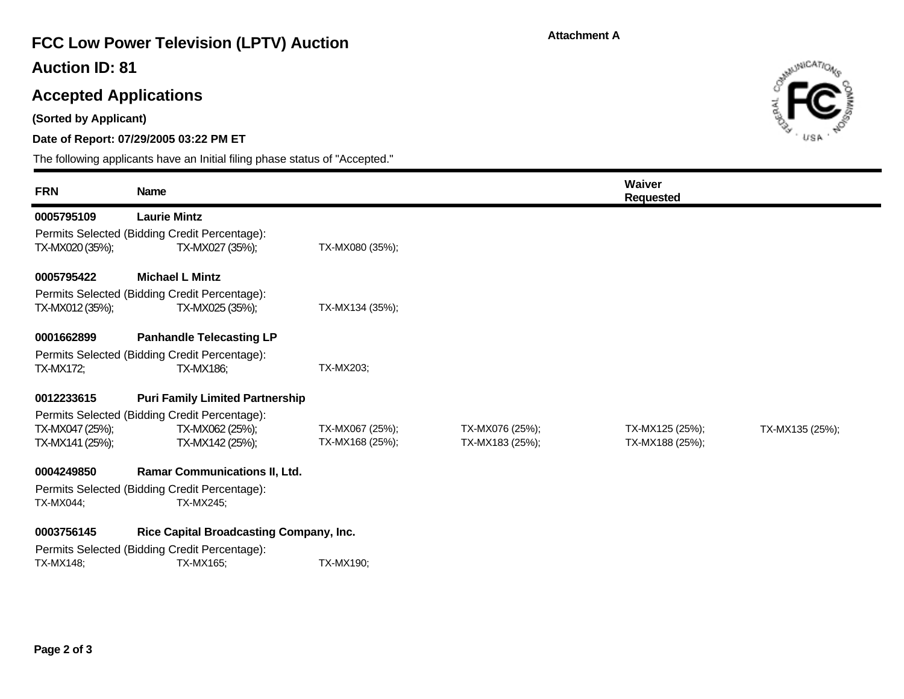Attachment A

# FCC Low Power Television (LPTV) Auction

## Auction ID: 81

## Accepted Applications

**(Sorted by Applicant)**

**Date of Report: 07/29/2005 03:22 PM ET**

The following applicants have an Initial filing phase status of "Accepted."

| FRN | Name | Waiver Requested |
|---|---|---|

**0005795109** **Laurie Mintz**

Permits Selected (Bidding Credit Percentage):

TX-MX020 (35%); TX-MX027 (35%); TX-MX080 (35%);

**0005795422** **Michael L Mintz**

Permits Selected (Bidding Credit Percentage):

TX-MX012 (35%); TX-MX025 (35%); TX-MX134 (35%);

**0001662899** **Panhandle Telecasting LP**

Permits Selected (Bidding Credit Percentage):

TX-MX172; TX-MX186; TX-MX203;

**0012233615** **Puri Family Limited Partnership**

Permits Selected (Bidding Credit Percentage):

TX-MX047 (25%); TX-MX062 (25%); TX-MX067 (25%); TX-MX076 (25%); TX-MX125 (25%); TX-MX135 (25%);
TX-MX141 (25%); TX-MX142 (25%); TX-MX168 (25%); TX-MX183 (25%); TX-MX188 (25%);

**0004249850** **Ramar Communications II, Ltd.**

Permits Selected (Bidding Credit Percentage):

TX-MX044; TX-MX245;

**0003756145** **Rice Capital Broadcasting Company, Inc.**

Permits Selected (Bidding Credit Percentage):

TX-MX148; TX-MX165; TX-MX190;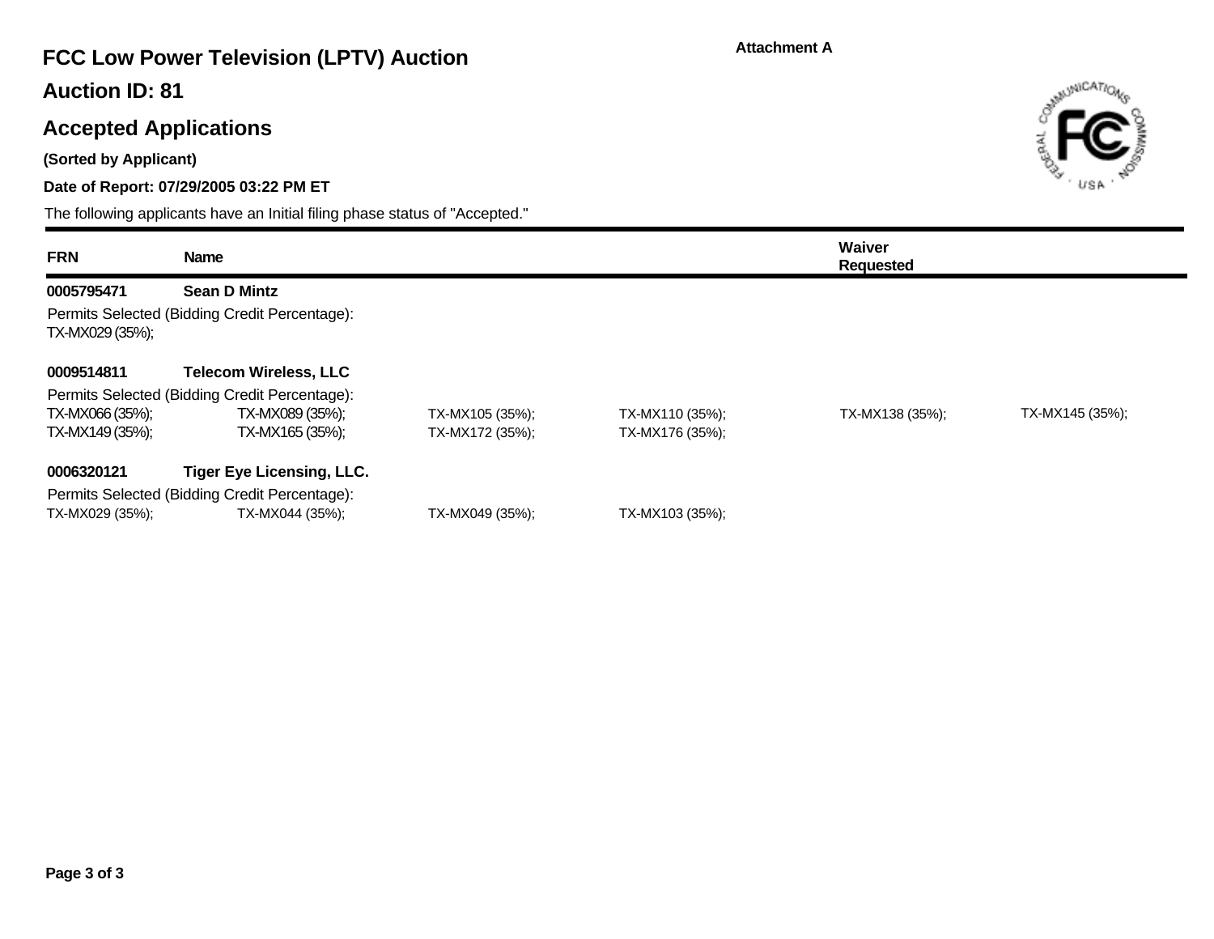Attachment A

# FCC Low Power Television (LPTV) Auction

## Auction ID: 81

## Accepted Applications

**(Sorted by Applicant)**

**Date of Report: 07/29/2005 03:22 PM ET**

The following applicants have an Initial filing phase status of "Accepted."

| FRN | Name | Waiver Requested |
|---|---|---|
| **0005795471** | **Sean D Mintz** | |

Permits Selected (Bidding Credit Percentage):
TX-MX029 (35%);

| FRN | Name | Waiver Requested |
|---|---|---|
| **0009514811** | **Telecom Wireless, LLC** | |

Permits Selected (Bidding Credit Percentage):
TX-MX066 (35%); TX-MX089 (35%); TX-MX105 (35%); TX-MX110 (35%); TX-MX138 (35%); TX-MX145 (35%);
TX-MX149 (35%); TX-MX165 (35%); TX-MX172 (35%); TX-MX176 (35%);

| FRN | Name | Waiver Requested |
|---|---|---|
| **0006320121** | **Tiger Eye Licensing, LLC.** | |

Permits Selected (Bidding Credit Percentage):
TX-MX029 (35%); TX-MX044 (35%); TX-MX049 (35%); TX-MX103 (35%);